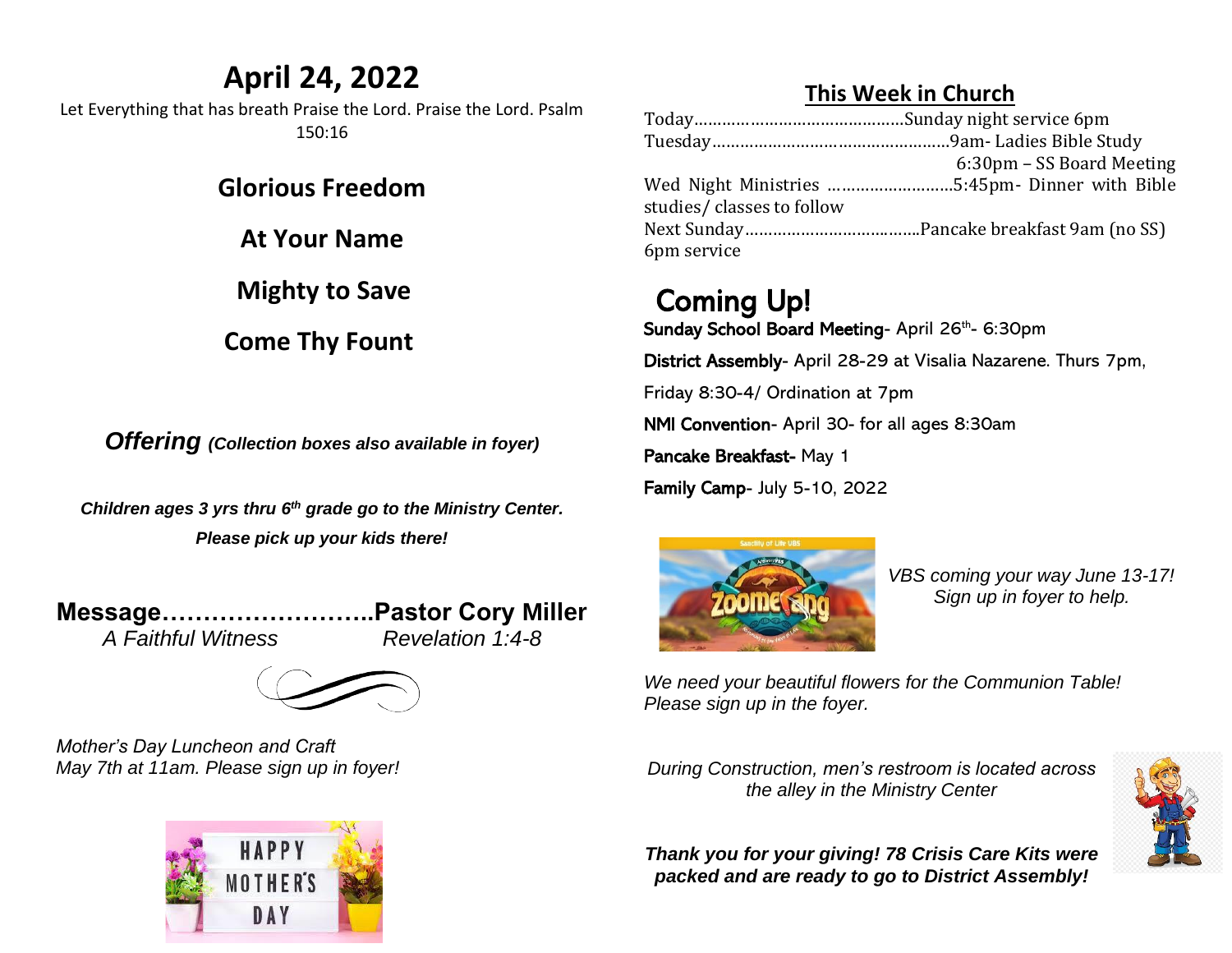# April 24, 2022

Let Everything that has breath Praise the Lord. Praise the Lord. Psalm 150:16

**Glorious Freedom**

**At Your Name**

**Mighty to Save**

**Come Thy Fount**

***Offering** (Collection boxes also available in foyer)*

***Children ages 3 yrs thru 6th grade go to the Ministry Center. Please pick up your kids there!***

**Message……………………..Pastor Cory Miller**

*A Faithful Witness* *Revelation 1:4-8*

*Mother's Day Luncheon and Craft May 7th at 11am. Please sign up in foyer!*

## This Week in Church

Today……………………………………Sunday night service 6pm

Tuesday……………………………………………9am- Ladies Bible Study
6:30pm – SS Board Meeting

Wed Night Ministries ………………………5:45pm- Dinner with Bible studies/ classes to follow

Next Sunday………………………………Pancake breakfast 9am (no SS) 6pm service

## Coming Up!

**Sunday School Board Meeting**- April 26th- 6:30pm

**District Assembly**- April 28-29 at Visalia Nazarene. Thurs 7pm, Friday 8:30-4/ Ordination at 7pm

**NMI Convention**- April 30- for all ages 8:30am

**Pancake Breakfast-** May 1

**Family Camp**- July 5-10, 2022

*VBS coming your way June 13-17! Sign up in foyer to help.*

*We need your beautiful flowers for the Communion Table! Please sign up in the foyer.*

*During Construction, men's restroom is located across the alley in the Ministry Center*

***Thank you for your giving! 78 Crisis Care Kits were packed and are ready to go to District Assembly!***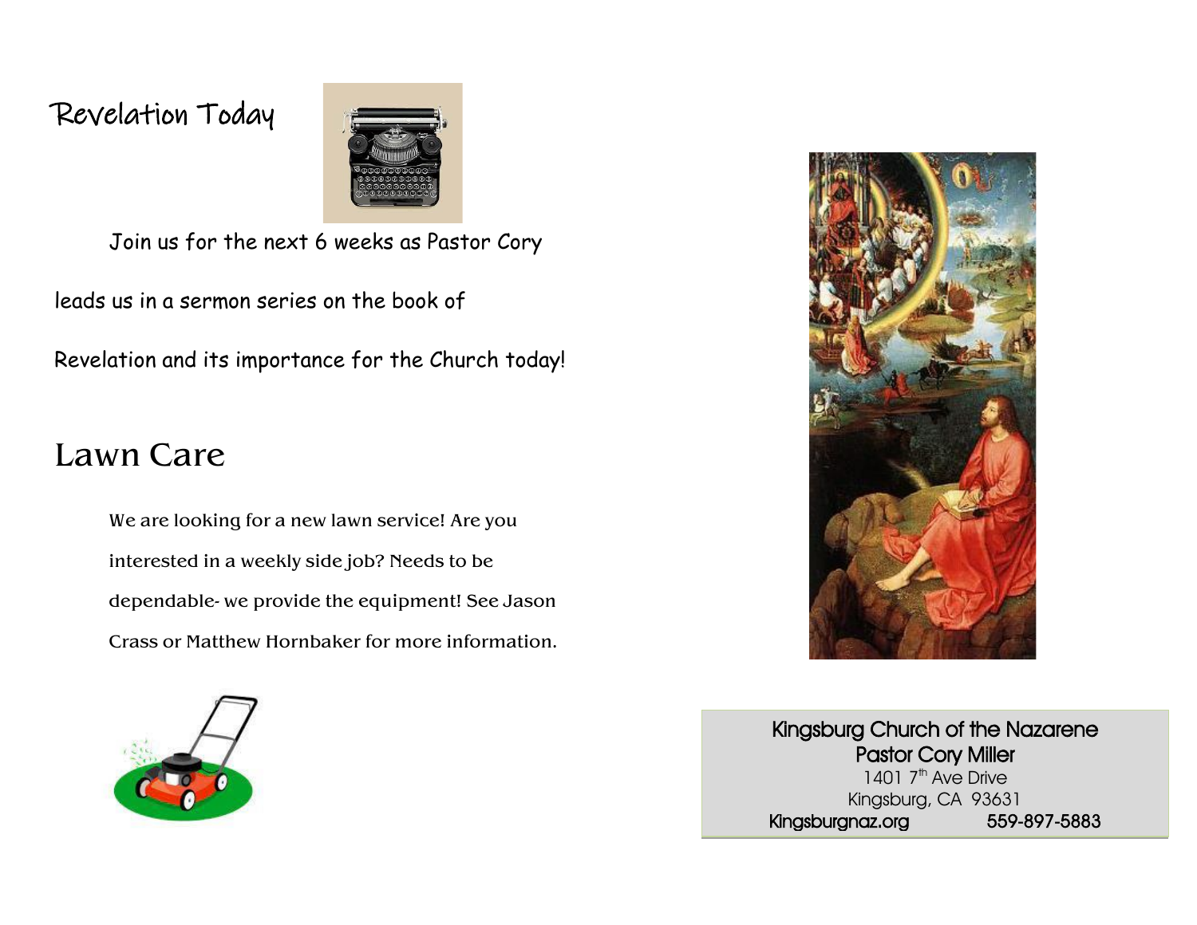## Revelation Today

Join us for the next 6 weeks as Pastor Cory leads us in a sermon series on the book of Revelation and its importance for the Church today!

## Lawn Care

We are looking for a new lawn service! Are you interested in a weekly side job? Needs to be dependable- we provide the equipment! See Jason Crass or Matthew Hornbaker for more information.

**Kingsburg Church of the Nazarene**
**Pastor Cory Miller**
1401 7th Ave Drive
Kingsburg, CA 93631
Kingsburgnaz.org 559-897-5883